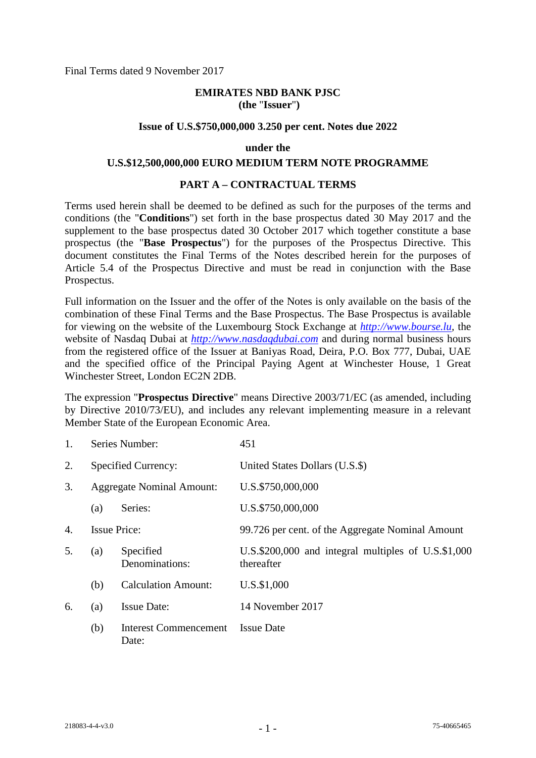Final Terms dated 9 November 2017

**EMIRATES NBD BANK PJSC**
**(the "Issuer")**

**Issue of U.S.$750,000,000 3.250 per cent. Notes due 2022**

**under the**

**U.S.$12,500,000,000 EURO MEDIUM TERM NOTE PROGRAMME**

## PART A – CONTRACTUAL TERMS

Terms used herein shall be deemed to be defined as such for the purposes of the terms and conditions (the "**Conditions**") set forth in the base prospectus dated 30 May 2017 and the supplement to the base prospectus dated 30 October 2017 which together constitute a base prospectus (the "**Base Prospectus**") for the purposes of the Prospectus Directive. This document constitutes the Final Terms of the Notes described herein for the purposes of Article 5.4 of the Prospectus Directive and must be read in conjunction with the Base Prospectus.

Full information on the Issuer and the offer of the Notes is only available on the basis of the combination of these Final Terms and the Base Prospectus. The Base Prospectus is available for viewing on the website of the Luxembourg Stock Exchange at *http://www.bourse.lu*, the website of Nasdaq Dubai at *http://www.nasdaqdubai.com* and during normal business hours from the registered office of the Issuer at Baniyas Road, Deira, P.O. Box 777, Dubai, UAE and the specified office of the Principal Paying Agent at Winchester House, 1 Great Winchester Street, London EC2N 2DB.

The expression "**Prospectus Directive**" means Directive 2003/71/EC (as amended, including by Directive 2010/73/EU), and includes any relevant implementing measure in a relevant Member State of the European Economic Area.

| | | | |
|---|---|---|---|
| 1. | Series Number: | | 451 |
| 2. | Specified Currency: | | United States Dollars (U.S.$) |
| 3. | Aggregate Nominal Amount: | | U.S.$750,000,000 |
| | (a) | Series: | U.S.$750,000,000 |
| 4. | Issue Price: | | 99.726 per cent. of the Aggregate Nominal Amount |
| 5. | (a) | Specified Denominations: | U.S.$200,000 and integral multiples of U.S.$1,000 thereafter |
| | (b) | Calculation Amount: | U.S.$1,000 |
| 6. | (a) | Issue Date: | 14 November 2017 |
| | (b) | Interest Commencement Date: | Issue Date |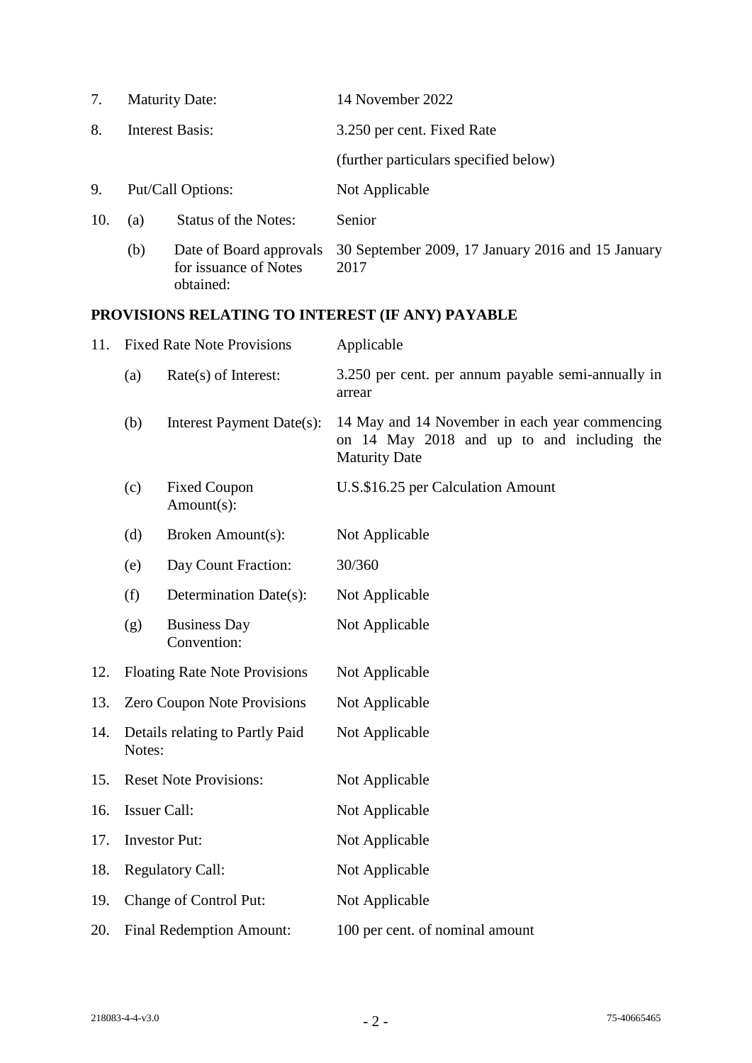| | | |
|---|---|---|
| 7. | Maturity Date: | 14 November 2022 |
| 8. | Interest Basis: | 3.250 per cent. Fixed Rate |
| | | (further particulars specified below) |
| 9. | Put/Call Options: | Not Applicable |
| 10. | (a) Status of the Notes: | Senior |
| | (b) Date of Board approvals for issuance of Notes obtained: | 30 September 2009, 17 January 2016 and 15 January 2017 |

**PROVISIONS RELATING TO INTEREST (IF ANY) PAYABLE**

| | | |
|---|---|---|
| 11. | Fixed Rate Note Provisions | Applicable |
| | (a) Rate(s) of Interest: | 3.250 per cent. per annum payable semi-annually in arrear |
| | (b) Interest Payment Date(s): | 14 May and 14 November in each year commencing on 14 May 2018 and up to and including the Maturity Date |
| | (c) Fixed Coupon Amount(s): | U.S.$16.25 per Calculation Amount |
| | (d) Broken Amount(s): | Not Applicable |
| | (e) Day Count Fraction: | 30/360 |
| | (f) Determination Date(s): | Not Applicable |
| | (g) Business Day Convention: | Not Applicable |
| 12. | Floating Rate Note Provisions | Not Applicable |
| 13. | Zero Coupon Note Provisions | Not Applicable |
| 14. | Details relating to Partly Paid Notes: | Not Applicable |
| 15. | Reset Note Provisions: | Not Applicable |
| 16. | Issuer Call: | Not Applicable |
| 17. | Investor Put: | Not Applicable |
| 18. | Regulatory Call: | Not Applicable |
| 19. | Change of Control Put: | Not Applicable |
| 20. | Final Redemption Amount: | 100 per cent. of nominal amount |

218083-4-4-v3.0 75-40665465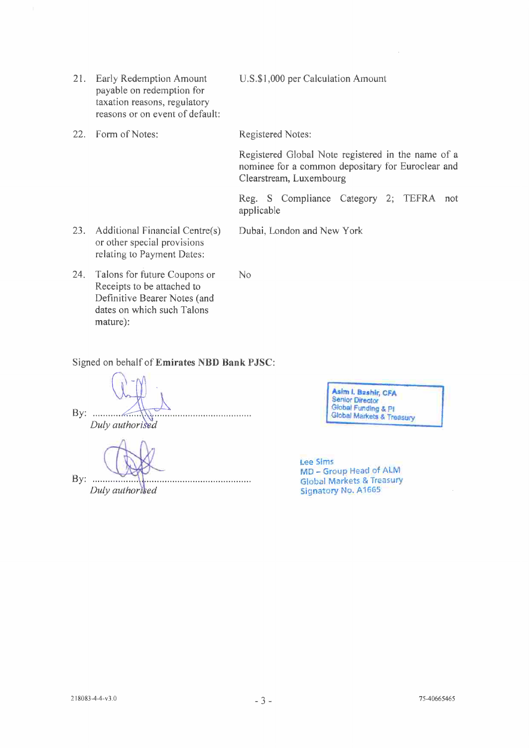| | | |
|---|---|---|
| 21. | Early Redemption Amount payable on redemption for taxation reasons, regulatory reasons or on event of default: | U.S.$1,000 per Calculation Amount |
| 22. | Form of Notes: | Registered Notes:<br><br>Registered Global Note registered in the name of a nominee for a common depositary for Euroclear and Clearstream, Luxembourg<br><br>Reg. S Compliance Category 2; TEFRA not applicable |
| 23. | Additional Financial Centre(s) or other special provisions relating to Payment Dates: | Dubai, London and New York |
| 24. | Talons for future Coupons or Receipts to be attached to Definitive Bearer Notes (and dates on which such Talons mature): | No |

Signed on behalf of **Emirates NBD Bank PJSC**:

By: ..........................................................
*Duly authorised*

Asim I. Bashir, CFA
Senior Director
Global Funding & PI
Global Markets & Treasury

By: ..........................................................
*Duly authorised*

Lee Sims
MD – Group Head of ALM
Global Markets & Treasury
Signatory No. A1665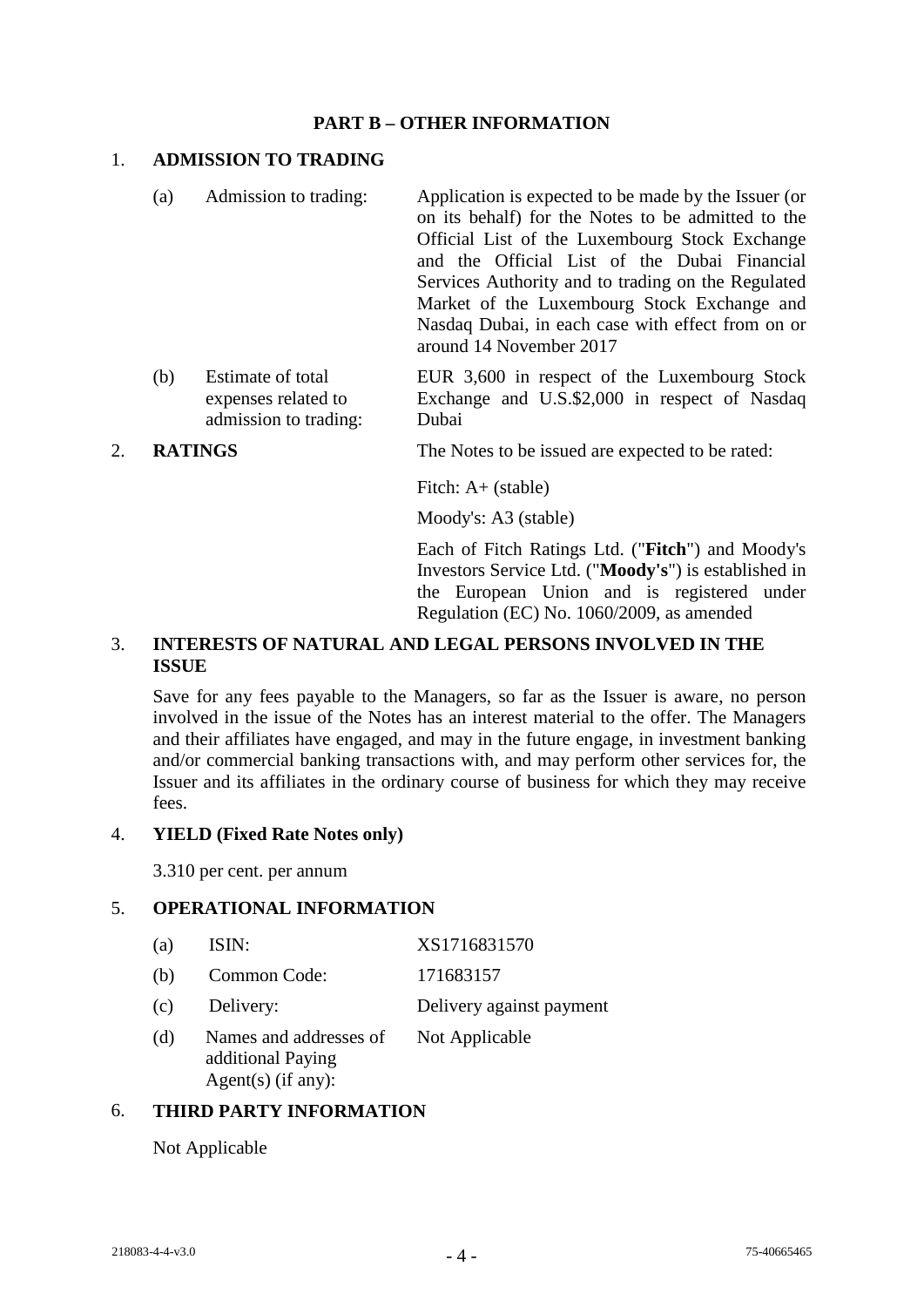## PART B – OTHER INFORMATION

### 1. ADMISSION TO TRADING

| | | |
|---|---|---|
| (a) | Admission to trading: | Application is expected to be made by the Issuer (or on its behalf) for the Notes to be admitted to the Official List of the Luxembourg Stock Exchange and the Official List of the Dubai Financial Services Authority and to trading on the Regulated Market of the Luxembourg Stock Exchange and Nasdaq Dubai, in each case with effect from on or around 14 November 2017 |
| (b) | Estimate of total expenses related to admission to trading: | EUR 3,600 in respect of the Luxembourg Stock Exchange and U.S.$2,000 in respect of Nasdaq Dubai |

### 2. RATINGS

The Notes to be issued are expected to be rated:

Fitch: A+ (stable)

Moody's: A3 (stable)

Each of Fitch Ratings Ltd. ("**Fitch**") and Moody's Investors Service Ltd. ("**Moody's**") is established in the European Union and is registered under Regulation (EC) No. 1060/2009, as amended

### 3. INTERESTS OF NATURAL AND LEGAL PERSONS INVOLVED IN THE ISSUE

Save for any fees payable to the Managers, so far as the Issuer is aware, no person involved in the issue of the Notes has an interest material to the offer. The Managers and their affiliates have engaged, and may in the future engage, in investment banking and/or commercial banking transactions with, and may perform other services for, the Issuer and its affiliates in the ordinary course of business for which they may receive fees.

### 4. YIELD (Fixed Rate Notes only)

3.310 per cent. per annum

### 5. OPERATIONAL INFORMATION

| | | |
|---|---|---|
| (a) | ISIN: | XS1716831570 |
| (b) | Common Code: | 171683157 |
| (c) | Delivery: | Delivery against payment |
| (d) | Names and addresses of additional Paying Agent(s) (if any): | Not Applicable |

### 6. THIRD PARTY INFORMATION

Not Applicable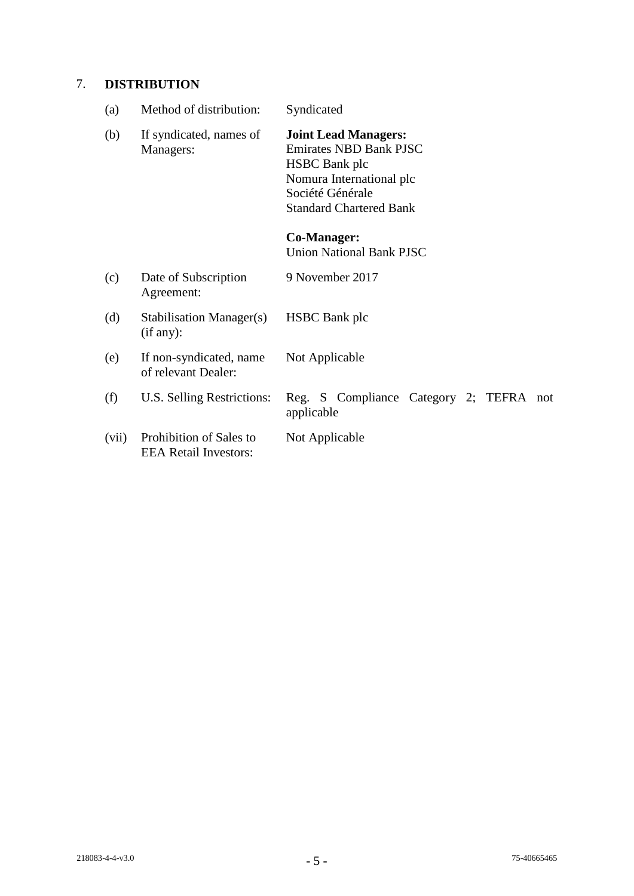## 7. DISTRIBUTION

| | | |
|---|---|---|
| (a) | Method of distribution: | Syndicated |
| (b) | If syndicated, names of Managers: | **Joint Lead Managers:**<br>Emirates NBD Bank PJSC<br>HSBC Bank plc<br>Nomura International plc<br>Société Générale<br>Standard Chartered Bank<br><br>**Co-Manager:**<br>Union National Bank PJSC |
| (c) | Date of Subscription Agreement: | 9 November 2017 |
| (d) | Stabilisation Manager(s) (if any): | HSBC Bank plc |
| (e) | If non-syndicated, name of relevant Dealer: | Not Applicable |
| (f) | U.S. Selling Restrictions: | Reg. S Compliance Category 2; TEFRA not applicable |
| (vii) | Prohibition of Sales to EEA Retail Investors: | Not Applicable |